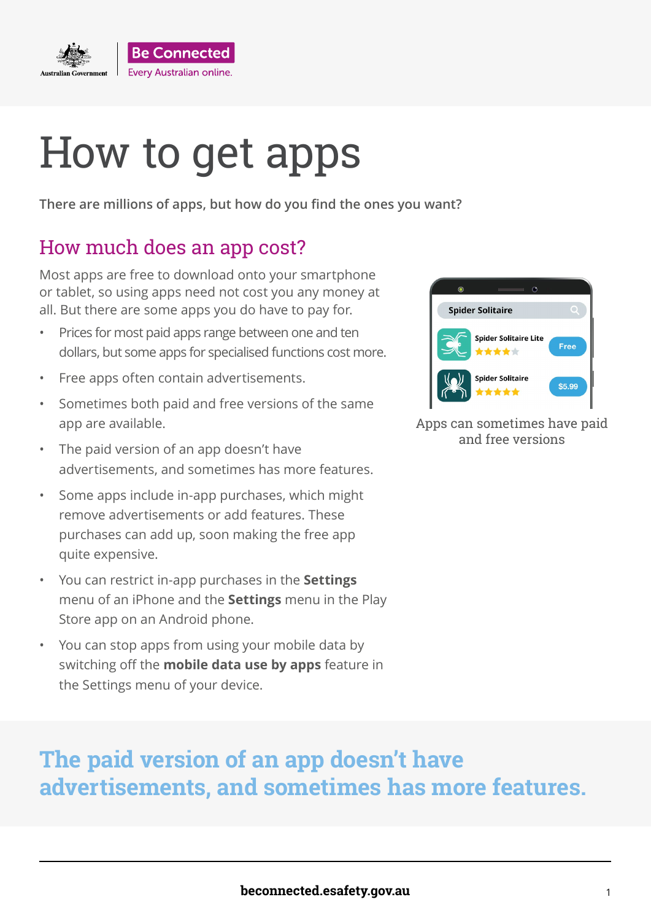# How to get apps

**There are millions of apps, but how do you find the ones you want?**

## How much does an app cost?

Most apps are free to download onto your smartphone or tablet, so using apps need not cost you any money at all. But there are some apps you do have to pay for.

- Prices for most paid apps range between one and ten dollars, but some apps for specialised functions cost more.
- Free apps often contain advertisements.
- Sometimes both paid and free versions of the same app are available.
- The paid version of an app doesn't have advertisements, and sometimes has more features.
- Some apps include in-app purchases, which might remove advertisements or add features. These purchases can add up, soon making the free app quite expensive.
- You can restrict in-app purchases in the **Settings** menu of an iPhone and the **Settings** menu in the Play Store app on an Android phone.
- You can stop apps from using your mobile data by switching off the **mobile data use by apps** feature in the Settings menu of your device.

Spider Solitaire

Spider Solitaire Lite Free

Spider Solitaire $5.99

Apps can sometimes have paid and free versions

**The paid version of an app doesn't have advertisements, and sometimes has more features.**

beconnected.esafety.gov.au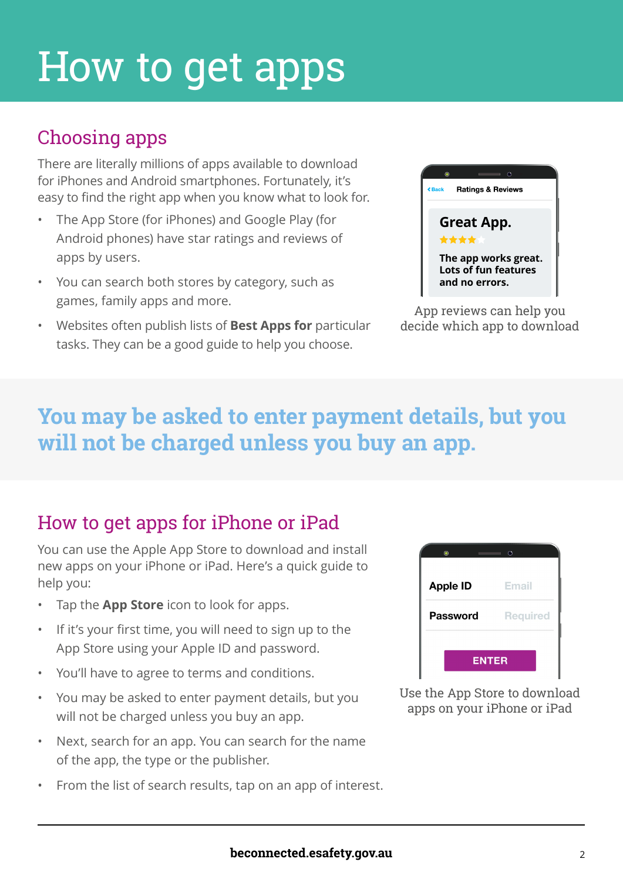# How to get apps

## Choosing apps

There are literally millions of apps available to download for iPhones and Android smartphones. Fortunately, it's easy to find the right app when you know what to look for.

- The App Store (for iPhones) and Google Play (for Android phones) have star ratings and reviews of apps by users.
- You can search both stores by category, such as games, family apps and more.
- Websites often publish lists of **Best Apps for** particular tasks. They can be a good guide to help you choose.

App reviews can help you decide which app to download

**You may be asked to enter payment details, but you will not be charged unless you buy an app.**

## How to get apps for iPhone or iPad

You can use the Apple App Store to download and install new apps on your iPhone or iPad. Here's a quick guide to help you:

- Tap the **App Store** icon to look for apps.
- If it's your first time, you will need to sign up to the App Store using your Apple ID and password.
- You'll have to agree to terms and conditions.
- You may be asked to enter payment details, but you will not be charged unless you buy an app.
- Next, search for an app. You can search for the name of the app, the type or the publisher.
- From the list of search results, tap on an app of interest.

Use the App Store to download apps on your iPhone or iPad

beconnected.esafety.gov.au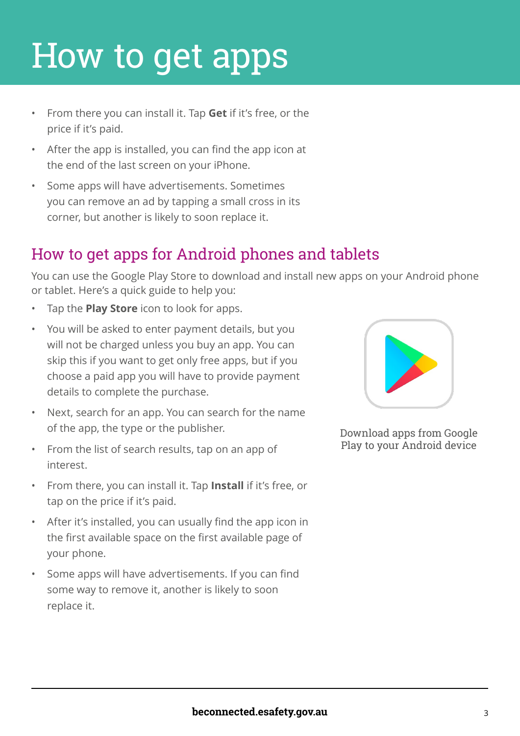# How to get apps

- From there you can install it. Tap **Get** if it's free, or the price if it's paid.
- After the app is installed, you can find the app icon at the end of the last screen on your iPhone.
- Some apps will have advertisements. Sometimes you can remove an ad by tapping a small cross in its corner, but another is likely to soon replace it.

## How to get apps for Android phones and tablets

You can use the Google Play Store to download and install new apps on your Android phone or tablet. Here's a quick guide to help you:

- Tap the **Play Store** icon to look for apps.
- You will be asked to enter payment details, but you will not be charged unless you buy an app. You can skip this if you want to get only free apps, but if you choose a paid app you will have to provide payment details to complete the purchase.
- Next, search for an app. You can search for the name of the app, the type or the publisher.
- From the list of search results, tap on an app of interest.
- From there, you can install it. Tap **Install** if it's free, or tap on the price if it's paid.
- After it's installed, you can usually find the app icon in the first available space on the first available page of your phone.
- Some apps will have advertisements. If you can find some way to remove it, another is likely to soon replace it.

Download apps from Google Play to your Android device

**beconnected.esafety.gov.au**